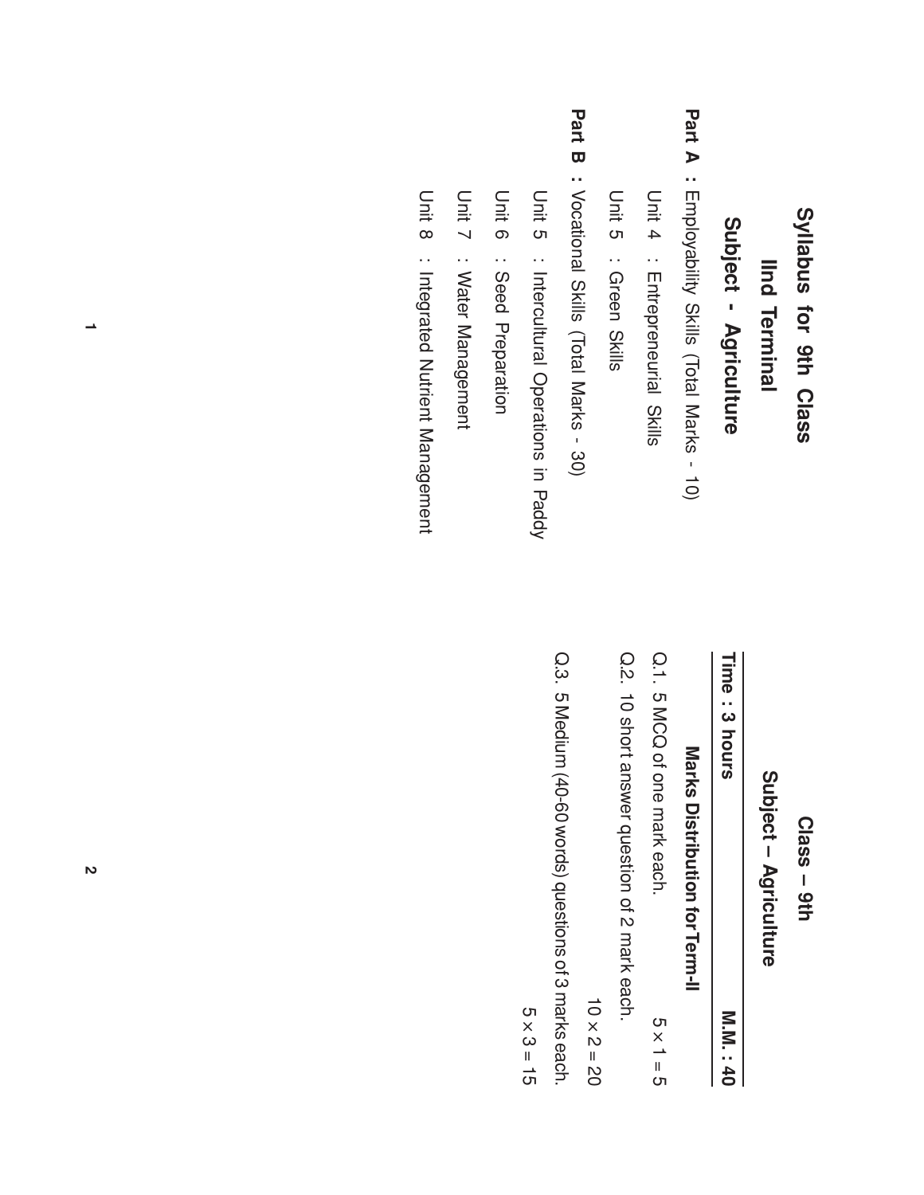# Syllabus for 9th Class

## IInd Terminal

## Subject - Agriculture

**Part A :** Employability Skills (Total Marks - 10)

Unit 4 : Entrepreneurial Skills

Unit 5 : Green Skills

**Part B :** Vocational Skills (Total Marks - 30)

Unit 5 : Intercultural Operations in Paddy

Unit 6 : Seed Preparation

Unit 7 : Water Management

Unit 8 : Integrated Nutrient Management

# Class – 9th

## Subject – Agriculture

**Time : 3 hours** **M.M. : 40**

### Marks Distribution for Term-II

Q.1. 5 MCQ of one mark each. $5 \times 1 = 5$

Q.2. 10 short answer question of 2 mark each. $10 \times 2 = 20$

Q.3. 5 Medium (40-60 words) questions of 3 marks each. $5 \times 3 = 15$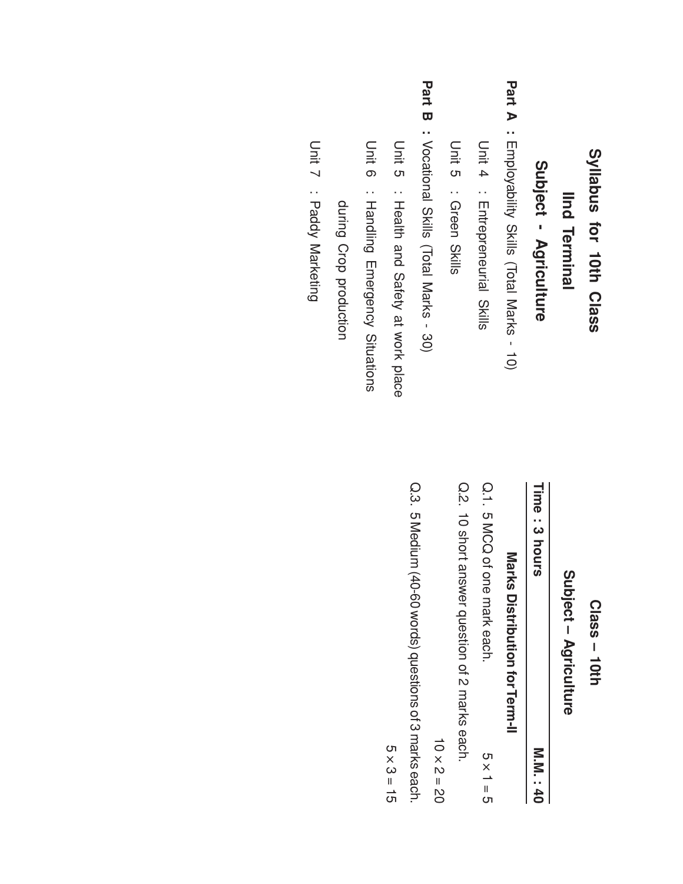# Syllabus for 10th Class

## IInd Terminal

## Subject - Agriculture

**Part A :** Employability Skills (Total Marks - 10)

Unit 4 : Entrepreneurial Skills

Unit 5 : Green Skills

**Part B :** Vocational Skills (Total Marks - 30)

Unit 5 : Health and Safety at work place

Unit 6 : Handling Emergency Situations during Crop production

Unit 7 : Paddy Marketing

# Class – 10th

## Subject – Agriculture

**Time : 3 hours** **M.M. : 40**

### Marks Distribution for Term-II

Q.1. 5 MCQ of one mark each. $5 \times 1 = 5$

Q.2. 10 short answer question of 2 marks each. $10 \times 2 = 20$

Q.3. 5 Medium (40-60 words) questions of 3 marks each. $5 \times 3 = 15$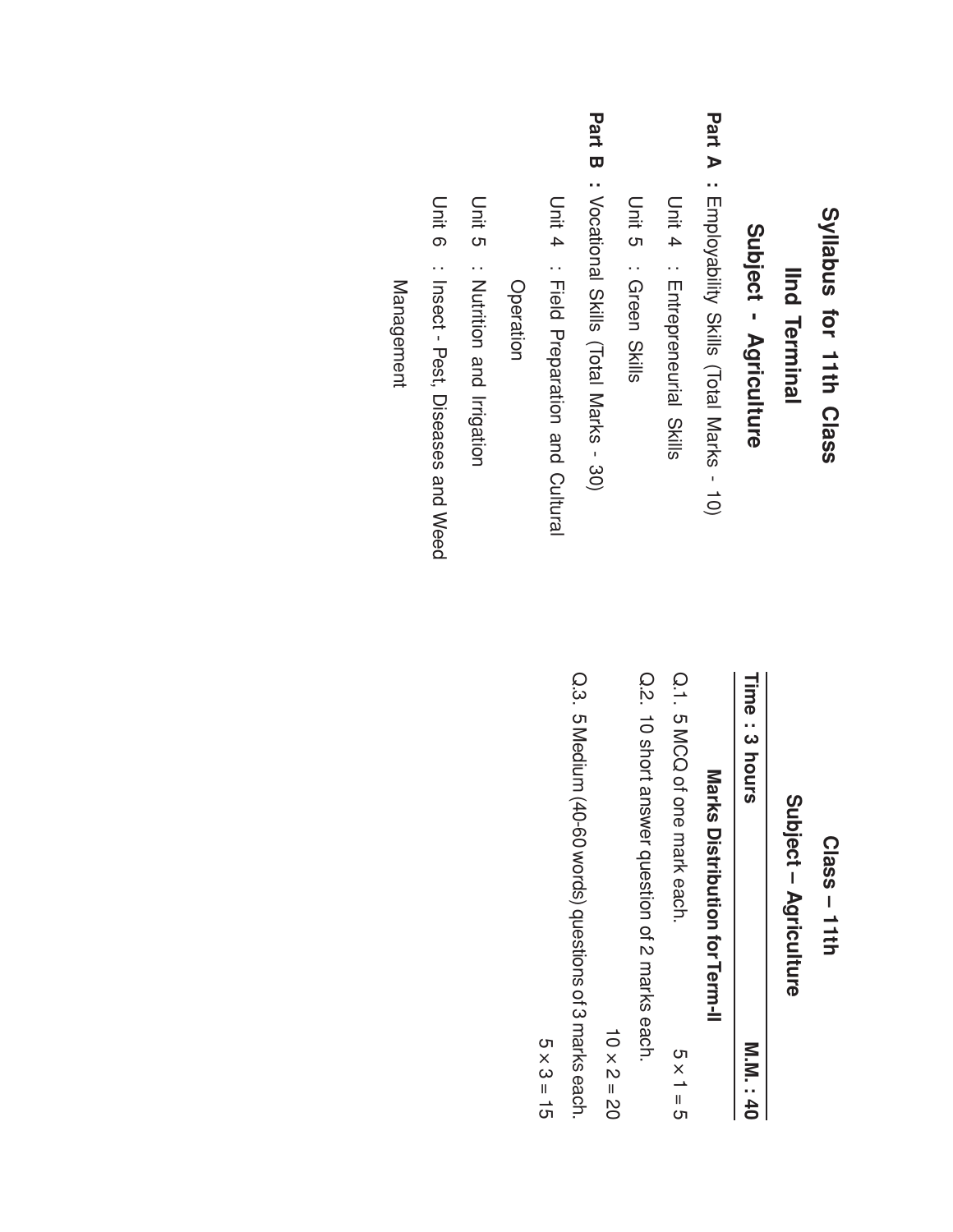# Syllabus for 11th Class

## IInd Terminal

## Subject - Agriculture

**Part A :** Employability Skills (Total Marks - 10)

Unit 4 : Entrepreneurial Skills

Unit 5 : Green Skills

**Part B :** Vocational Skills (Total Marks - 30)

Unit 4 : Field Preparation and Cultural Operation

Unit 5 : Nutrition and Irrigation

Unit 6 : Insect - Pest, Diseases and Weed Management

## Class – 11th

## Subject – Agriculture

**Time : 3 hours** **M.M. : 40**

**Marks Distribution for Term-II**

Q.1. 5 MCQ of one mark each. $5 \times 1 = 5$

Q.2. 10 short answer question of 2 marks each. $10 \times 2 = 20$

Q.3. 5 Medium (40-60 words) questions of 3 marks each. $5 \times 3 = 15$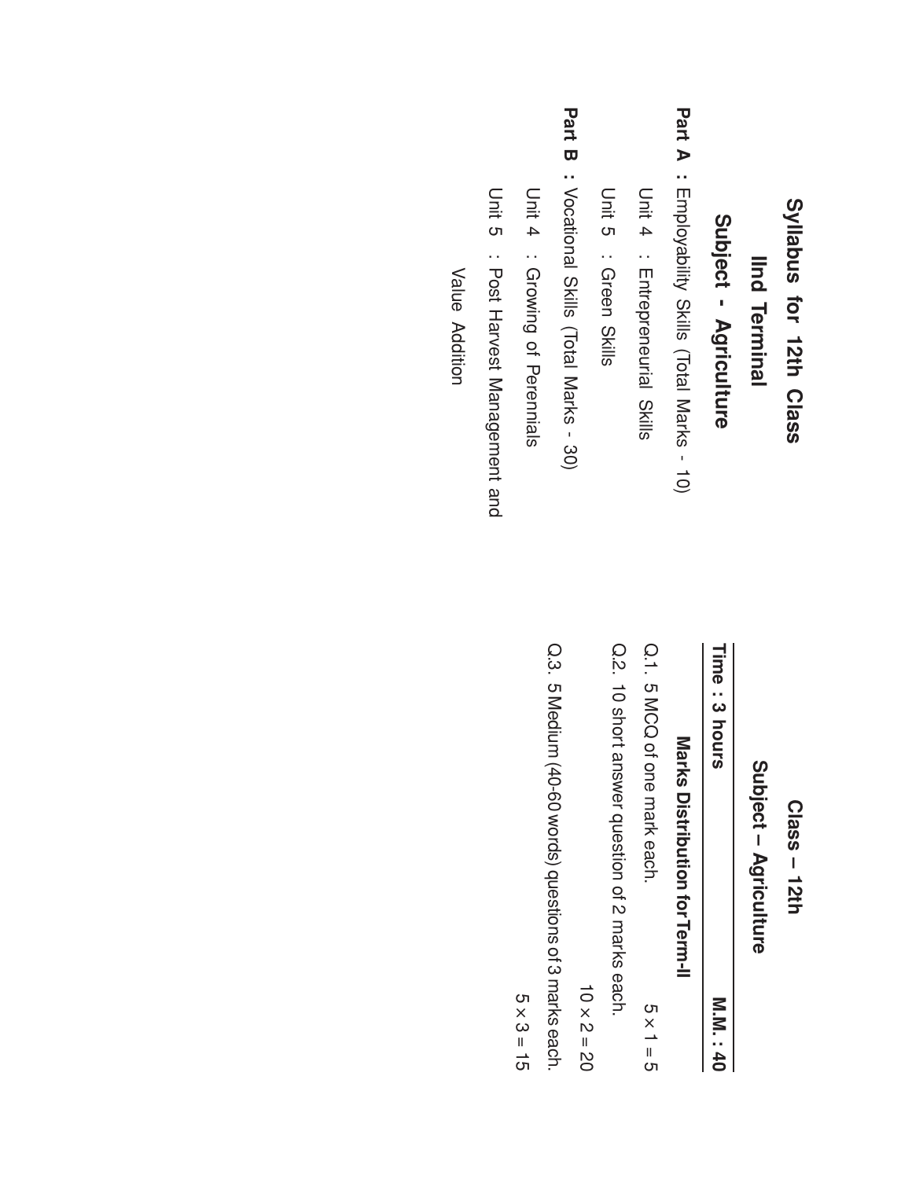# Syllabus for 12th Class

## IInd Terminal

## Subject - Agriculture

**Part A :** Employability Skills (Total Marks - 10)

Unit 4 : Entrepreneurial Skills

Unit 5 : Green Skills

**Part B :** Vocational Skills (Total Marks - 30)

Unit 4 : Growing of Perennials

Unit 5 : Post Harvest Management and Value Addition

## Class – 12th

## Subject – Agriculture

**Time : 3 hours** **M.M. : 40**

### Marks Distribution for Term-II

Q.1. 5 MCQ of one mark each. $5 \times 1 = 5$

Q.2. 10 short answer question of 2 marks each. $10 \times 2 = 20$

Q.3. 5 Medium (40-60 words) questions of 3 marks each. $5 \times 3 = 15$